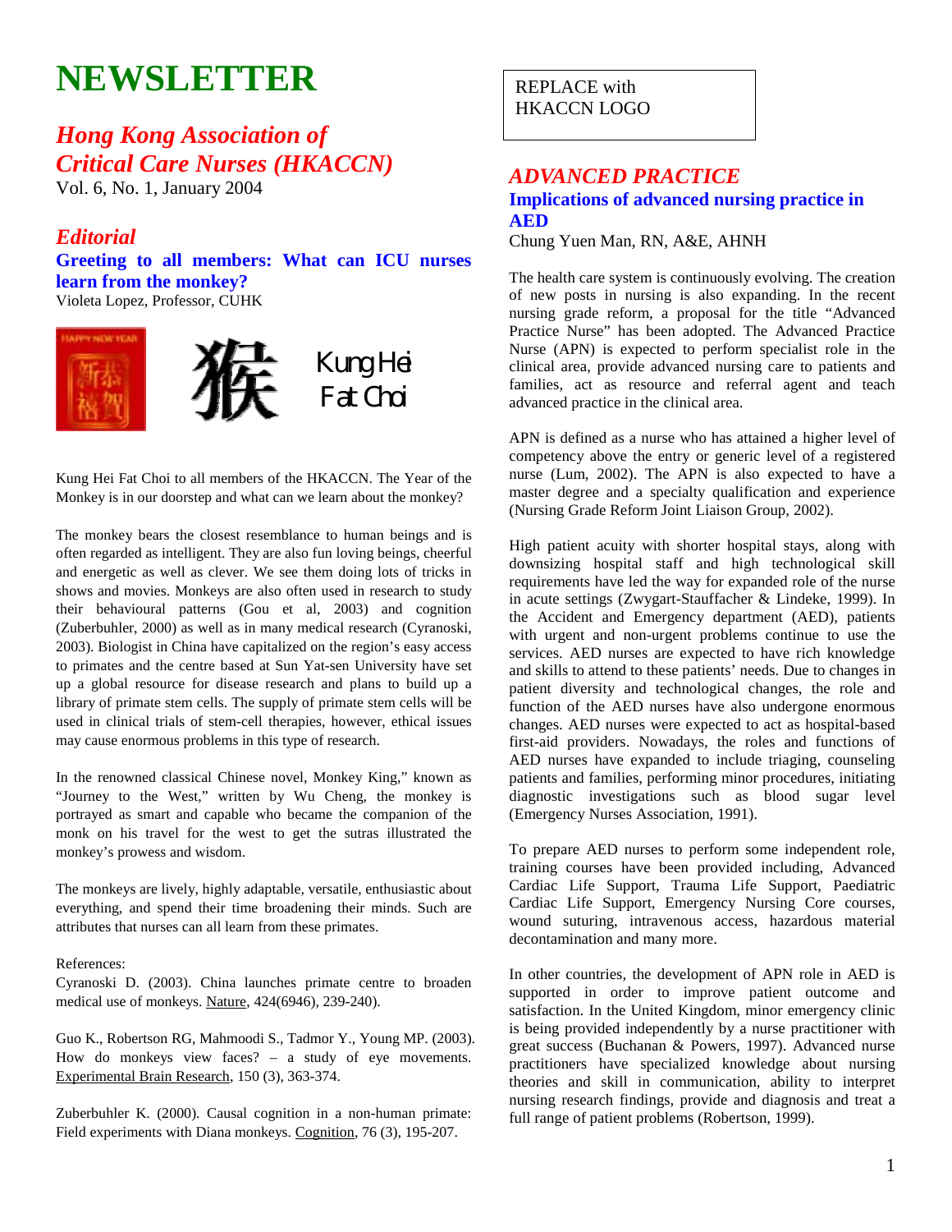# NEWSLETTER

## *Hong Kong Association of Critical Care Nurses (HKACCN)*

Vol. 6, No. 1, January 2004

REPLACE with HKACCN LOGO

## *Editorial*

### Greeting to all members: What can ICU nurses learn from the monkey?

Violeta Lopez, Professor, CUHK

猴

Kung Hei Fat Choi

Kung Hei Fat Choi to all members of the HKACCN. The Year of the Monkey is in our doorstep and what can we learn about the monkey?

The monkey bears the closest resemblance to human beings and is often regarded as intelligent. They are also fun loving beings, cheerful and energetic as well as clever. We see them doing lots of tricks in shows and movies. Monkeys are also often used in research to study their behavioural patterns (Gou et al, 2003) and cognition (Zuberbuhler, 2000) as well as in many medical research (Cyranoski, 2003). Biologist in China have capitalized on the region's easy access to primates and the centre based at Sun Yat-sen University have set up a global resource for disease research and plans to build up a library of primate stem cells. The supply of primate stem cells will be used in clinical trials of stem-cell therapies, however, ethical issues may cause enormous problems in this type of research.

In the renowned classical Chinese novel, Monkey King," known as "Journey to the West," written by Wu Cheng, the monkey is portrayed as smart and capable who became the companion of the monk on his travel for the west to get the sutras illustrated the monkey's prowess and wisdom.

The monkeys are lively, highly adaptable, versatile, enthusiastic about everything, and spend their time broadening their minds. Such are attributes that nurses can all learn from these primates.

References:

Cyranoski D. (2003). China launches primate centre to broaden medical use of monkeys. Nature, 424(6946), 239-240).

Guo K., Robertson RG, Mahmoodi S., Tadmor Y., Young MP. (2003). How do monkeys view faces? – a study of eye movements. Experimental Brain Research, 150 (3), 363-374.

Zuberbuhler K. (2000). Causal cognition in a non-human primate: Field experiments with Diana monkeys. Cognition, 76 (3), 195-207.

## *ADVANCED PRACTICE*

### Implications of advanced nursing practice in AED

Chung Yuen Man, RN, A&E, AHNH

The health care system is continuously evolving. The creation of new posts in nursing is also expanding. In the recent nursing grade reform, a proposal for the title "Advanced Practice Nurse" has been adopted. The Advanced Practice Nurse (APN) is expected to perform specialist role in the clinical area, provide advanced nursing care to patients and families, act as resource and referral agent and teach advanced practice in the clinical area.

APN is defined as a nurse who has attained a higher level of competency above the entry or generic level of a registered nurse (Lum, 2002). The APN is also expected to have a master degree and a specialty qualification and experience (Nursing Grade Reform Joint Liaison Group, 2002).

High patient acuity with shorter hospital stays, along with downsizing hospital staff and high technological skill requirements have led the way for expanded role of the nurse in acute settings (Zwygart-Stauffacher & Lindeke, 1999). In the Accident and Emergency department (AED), patients with urgent and non-urgent problems continue to use the services. AED nurses are expected to have rich knowledge and skills to attend to these patients' needs. Due to changes in patient diversity and technological changes, the role and function of the AED nurses have also undergone enormous changes. AED nurses were expected to act as hospital-based first-aid providers. Nowadays, the roles and functions of AED nurses have expanded to include triaging, counseling patients and families, performing minor procedures, initiating diagnostic investigations such as blood sugar level (Emergency Nurses Association, 1991).

To prepare AED nurses to perform some independent role, training courses have been provided including, Advanced Cardiac Life Support, Trauma Life Support, Paediatric Cardiac Life Support, Emergency Nursing Core courses, wound suturing, intravenous access, hazardous material decontamination and many more.

In other countries, the development of APN role in AED is supported in order to improve patient outcome and satisfaction. In the United Kingdom, minor emergency clinic is being provided independently by a nurse practitioner with great success (Buchanan & Powers, 1997). Advanced nurse practitioners have specialized knowledge about nursing theories and skill in communication, ability to interpret nursing research findings, provide and diagnosis and treat a full range of patient problems (Robertson, 1999).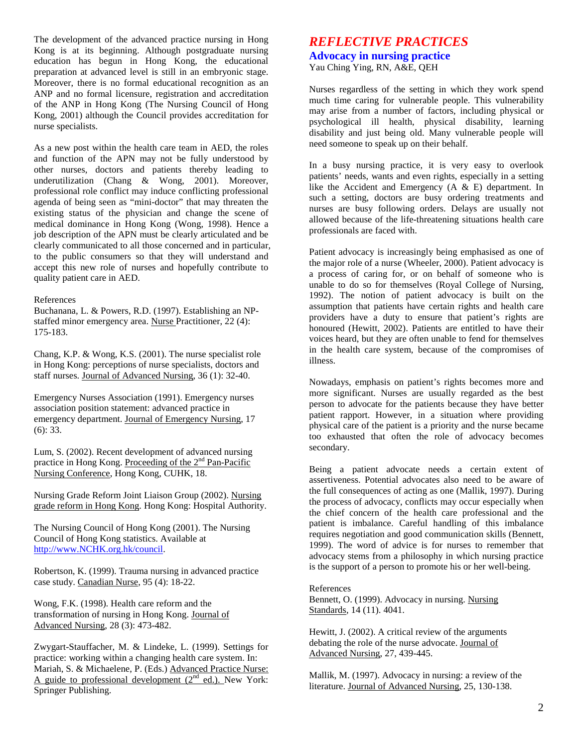The development of the advanced practice nursing in Hong Kong is at its beginning. Although postgraduate nursing education has begun in Hong Kong, the educational preparation at advanced level is still in an embryonic stage. Moreover, there is no formal educational recognition as an ANP and no formal licensure, registration and accreditation of the ANP in Hong Kong (The Nursing Council of Hong Kong, 2001) although the Council provides accreditation for nurse specialists.

As a new post within the health care team in AED, the roles and function of the APN may not be fully understood by other nurses, doctors and patients thereby leading to underutilization (Chang & Wong, 2001). Moreover, professional role conflict may induce conflicting professional agenda of being seen as "mini-doctor" that may threaten the existing status of the physician and change the scene of medical dominance in Hong Kong (Wong, 1998). Hence a job description of the APN must be clearly articulated and be clearly communicated to all those concerned and in particular, to the public consumers so that they will understand and accept this new role of nurses and hopefully contribute to quality patient care in AED.

References

Buchanana, L. & Powers, R.D. (1997). Establishing an NP-staffed minor emergency area. Nurse Practitioner, 22 (4): 175-183.

Chang, K.P. & Wong, K.S. (2001). The nurse specialist role in Hong Kong: perceptions of nurse specialists, doctors and staff nurses. Journal of Advanced Nursing, 36 (1): 32-40.

Emergency Nurses Association (1991). Emergency nurses association position statement: advanced practice in emergency department. Journal of Emergency Nursing, 17 (6): 33.

Lum, S. (2002). Recent development of advanced nursing practice in Hong Kong. Proceeding of the 2nd Pan-Pacific Nursing Conference, Hong Kong, CUHK, 18.

Nursing Grade Reform Joint Liaison Group (2002). Nursing grade reform in Hong Kong. Hong Kong: Hospital Authority.

The Nursing Council of Hong Kong (2001). The Nursing Council of Hong Kong statistics. Available at http://www.NCHK.org.hk/council.

Robertson, K. (1999). Trauma nursing in advanced practice case study. Canadian Nurse, 95 (4): 18-22.

Wong, F.K. (1998). Health care reform and the transformation of nursing in Hong Kong. Journal of Advanced Nursing, 28 (3): 473-482.

Zwygart-Stauffacher, M. & Lindeke, L. (1999). Settings for practice: working within a changing health care system. In: Mariah, S. & Michaelene, P. (Eds.) Advanced Practice Nurse: A guide to professional development (2nd ed.). New York: Springer Publishing.

# *REFLECTIVE PRACTICES*

## Advocacy in nursing practice

Yau Ching Ying, RN, A&E, QEH

Nurses regardless of the setting in which they work spend much time caring for vulnerable people. This vulnerability may arise from a number of factors, including physical or psychological ill health, physical disability, learning disability and just being old. Many vulnerable people will need someone to speak up on their behalf.

In a busy nursing practice, it is very easy to overlook patients' needs, wants and even rights, especially in a setting like the Accident and Emergency (A & E) department. In such a setting, doctors are busy ordering treatments and nurses are busy following orders. Delays are usually not allowed because of the life-threatening situations health care professionals are faced with.

Patient advocacy is increasingly being emphasised as one of the major role of a nurse (Wheeler, 2000). Patient advocacy is a process of caring for, or on behalf of someone who is unable to do so for themselves (Royal College of Nursing, 1992). The notion of patient advocacy is built on the assumption that patients have certain rights and health care providers have a duty to ensure that patient's rights are honoured (Hewitt, 2002). Patients are entitled to have their voices heard, but they are often unable to fend for themselves in the health care system, because of the compromises of illness.

Nowadays, emphasis on patient's rights becomes more and more significant. Nurses are usually regarded as the best person to advocate for the patients because they have better patient rapport. However, in a situation where providing physical care of the patient is a priority and the nurse became too exhausted that often the role of advocacy becomes secondary.

Being a patient advocate needs a certain extent of assertiveness. Potential advocates also need to be aware of the full consequences of acting as one (Mallik, 1997). During the process of advocacy, conflicts may occur especially when the chief concern of the health care professional and the patient is imbalance. Careful handling of this imbalance requires negotiation and good communication skills (Bennett, 1999). The word of advice is for nurses to remember that advocacy stems from a philosophy in which nursing practice is the support of a person to promote his or her well-being.

References

Bennett, O. (1999). Advocacy in nursing. Nursing Standards, 14 (11). 4041.

Hewitt, J. (2002). A critical review of the arguments debating the role of the nurse advocate. Journal of Advanced Nursing, 27, 439-445.

Mallik, M. (1997). Advocacy in nursing: a review of the literature. Journal of Advanced Nursing, 25, 130-138.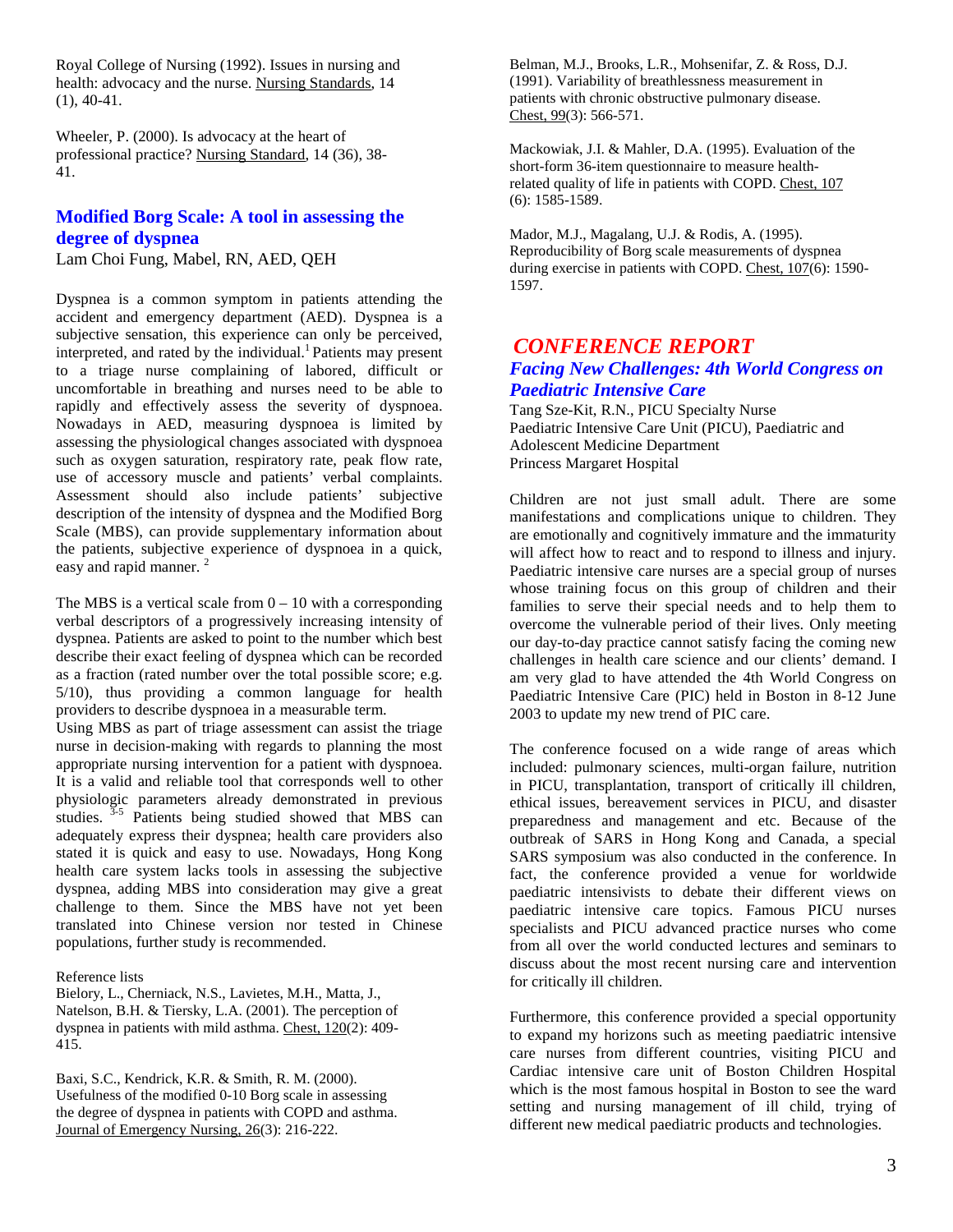Royal College of Nursing (1992). Issues in nursing and health: advocacy and the nurse. Nursing Standards, 14 (1), 40-41.

Wheeler, P. (2000). Is advocacy at the heart of professional practice? Nursing Standard, 14 (36), 38-41.

## Modified Borg Scale: A tool in assessing the degree of dyspnea

Lam Choi Fung, Mabel, RN, AED, QEH

Dyspnea is a common symptom in patients attending the accident and emergency department (AED). Dyspnea is a subjective sensation, this experience can only be perceived, interpreted, and rated by the individual.[1] Patients may present to a triage nurse complaining of labored, difficult or uncomfortable in breathing and nurses need to be able to rapidly and effectively assess the severity of dyspnoea. Nowadays in AED, measuring dyspnoea is limited by assessing the physiological changes associated with dyspnoea such as oxygen saturation, respiratory rate, peak flow rate, use of accessory muscle and patients' verbal complaints. Assessment should also include patients' subjective description of the intensity of dyspnea and the Modified Borg Scale (MBS), can provide supplementary information about the patients, subjective experience of dyspnoea in a quick, easy and rapid manner.[2]

The MBS is a vertical scale from 0 – 10 with a corresponding verbal descriptors of a progressively increasing intensity of dyspnea. Patients are asked to point to the number which best describe their exact feeling of dyspnea which can be recorded as a fraction (rated number over the total possible score; e.g. 5/10), thus providing a common language for health providers to describe dyspnoea in a measurable term.

Using MBS as part of triage assessment can assist the triage nurse in decision-making with regards to planning the most appropriate nursing intervention for a patient with dyspnoea. It is a valid and reliable tool that corresponds well to other physiologic parameters already demonstrated in previous studies.[3-5] Patients being studied showed that MBS can adequately express their dyspnea; health care providers also stated it is quick and easy to use. Nowadays, Hong Kong health care system lacks tools in assessing the subjective dyspnea, adding MBS into consideration may give a great challenge to them. Since the MBS have not yet been translated into Chinese version nor tested in Chinese populations, further study is recommended.

Reference lists

Bielory, L., Cherniack, N.S., Lavietes, M.H., Matta, J., Natelson, B.H. & Tiersky, L.A. (2001). The perception of dyspnea in patients with mild asthma. Chest, 120(2): 409-415.

Baxi, S.C., Kendrick, K.R. & Smith, R. M. (2000). Usefulness of the modified 0-10 Borg scale in assessing the degree of dyspnea in patients with COPD and asthma. Journal of Emergency Nursing, 26(3): 216-222.

Belman, M.J., Brooks, L.R., Mohsenifar, Z. & Ross, D.J. (1991). Variability of breathlessness measurement in patients with chronic obstructive pulmonary disease. Chest, 99(3): 566-571.

Mackowiak, J.I. & Mahler, D.A. (1995). Evaluation of the short-form 36-item questionnaire to measure health-related quality of life in patients with COPD. Chest, 107 (6): 1585-1589.

Mador, M.J., Magalang, U.J. & Rodis, A. (1995). Reproducibility of Borg scale measurements of dyspnea during exercise in patients with COPD. Chest, 107(6): 1590-1597.

# CONFERENCE REPORT

## Facing New Challenges: 4th World Congress on Paediatric Intensive Care

Tang Sze-Kit, R.N., PICU Specialty Nurse
Paediatric Intensive Care Unit (PICU), Paediatric and Adolescent Medicine Department
Princess Margaret Hospital

Children are not just small adult. There are some manifestations and complications unique to children. They are emotionally and cognitively immature and the immaturity will affect how to react and to respond to illness and injury. Paediatric intensive care nurses are a special group of nurses whose training focus on this group of children and their families to serve their special needs and to help them to overcome the vulnerable period of their lives. Only meeting our day-to-day practice cannot satisfy facing the coming new challenges in health care science and our clients' demand. I am very glad to have attended the 4th World Congress on Paediatric Intensive Care (PIC) held in Boston in 8-12 June 2003 to update my new trend of PIC care.

The conference focused on a wide range of areas which included: pulmonary sciences, multi-organ failure, nutrition in PICU, transplantation, transport of critically ill children, ethical issues, bereavement services in PICU, and disaster preparedness and management and etc. Because of the outbreak of SARS in Hong Kong and Canada, a special SARS symposium was also conducted in the conference. In fact, the conference provided a venue for worldwide paediatric intensivists to debate their different views on paediatric intensive care topics. Famous PICU nurses specialists and PICU advanced practice nurses who come from all over the world conducted lectures and seminars to discuss about the most recent nursing care and intervention for critically ill children.

Furthermore, this conference provided a special opportunity to expand my horizons such as meeting paediatric intensive care nurses from different countries, visiting PICU and Cardiac intensive care unit of Boston Children Hospital which is the most famous hospital in Boston to see the ward setting and nursing management of ill child, trying of different new medical paediatric products and technologies.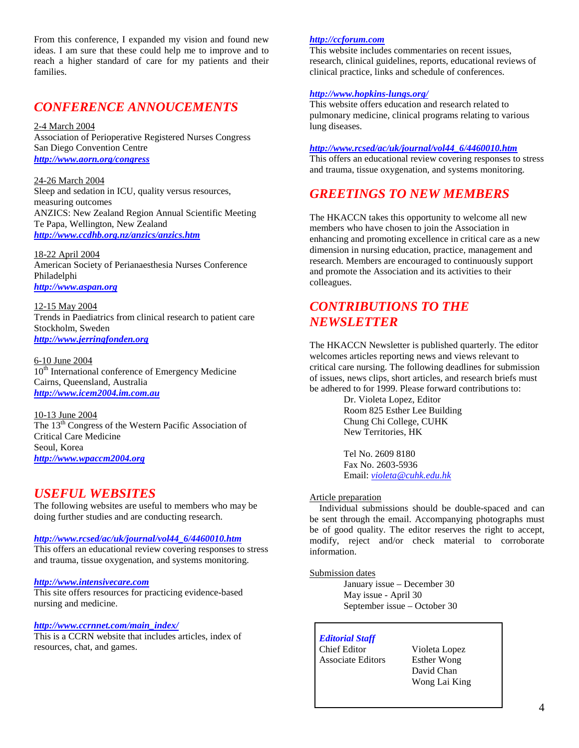From this conference, I expanded my vision and found new ideas. I am sure that these could help me to improve and to reach a higher standard of care for my patients and their families.

## CONFERENCE ANNOUCEMENTS

2-4 March 2004
Association of Perioperative Registered Nurses Congress
San Diego Convention Centre
***http://www.aorn.org/congress***

24-26 March 2004
Sleep and sedation in ICU, quality versus resources, measuring outcomes
ANZICS: New Zealand Region Annual Scientific Meeting
Te Papa, Wellington, New Zealand
***http://www.ccdhb.org.nz/anzics/anzics.htm***

18-22 April 2004
American Society of Perianaesthesia Nurses Conference
Philadelphi
***http://www.aspan.org***

12-15 May 2004
Trends in Paediatrics from clinical research to patient care
Stockholm, Sweden
***http://www.jerringfonden.org***

6-10 June 2004
10th International conference of Emergency Medicine
Cairns, Queensland, Australia
***http://www.icem2004.im.com.au***

10-13 June 2004
The 13th Congress of the Western Pacific Association of Critical Care Medicine
Seoul, Korea
***http://www.wpaccm2004.org***

## USEFUL WEBSITES

The following websites are useful to members who may be doing further studies and are conducting research.

***http://www.rcsed/ac/uk/journal/vol44_6/4460010.htm***
This offers an educational review covering responses to stress and trauma, tissue oxygenation, and systems monitoring.

***http://www.intensivecare.com***
This site offers resources for practicing evidence-based nursing and medicine.

***http://www.ccrnnet.com/main_index/***
This is a CCRN website that includes articles, index of resources, chat, and games.

***http://ccforum.com***
This website includes commentaries on recent issues, research, clinical guidelines, reports, educational reviews of clinical practice, links and schedule of conferences.

***http://www.hopkins-lungs.org/***
This website offers education and research related to pulmonary medicine, clinical programs relating to various lung diseases.

***http://www.rcsed/ac/uk/journal/vol44_6/4460010.htm***
This offers an educational review covering responses to stress and trauma, tissue oxygenation, and systems monitoring.

## GREETINGS TO NEW MEMBERS

The HKACCN takes this opportunity to welcome all new members who have chosen to join the Association in enhancing and promoting excellence in critical care as a new dimension in nursing education, practice, management and research. Members are encouraged to continuously support and promote the Association and its activities to their colleagues.

## CONTRIBUTIONS TO THE NEWSLETTER

The HKACCN Newsletter is published quarterly. The editor welcomes articles reporting news and views relevant to critical care nursing. The following deadlines for submission of issues, news clips, short articles, and research briefs must be adhered to for 1999. Please forward contributions to:

Dr. Violeta Lopez, Editor
Room 825 Esther Lee Building
Chung Chi College, CUHK
New Territories, HK

Tel No. 2609 8180
Fax No. 2603-5936
Email: *violeta@cuhk.edu.hk*

Article preparation

Individual submissions should be double-spaced and can be sent through the email. Accompanying photographs must be of good quality. The editor reserves the right to accept, modify, reject and/or check material to corroborate information.

Submission dates

January issue – December 30
May issue - April 30
September issue – October 30

***Editorial Staff***

| | |
|---|---|
| Chief Editor | Violeta Lopez |
| Associate Editors | Esther Wong |
| | David Chan |
| | Wong Lai King |